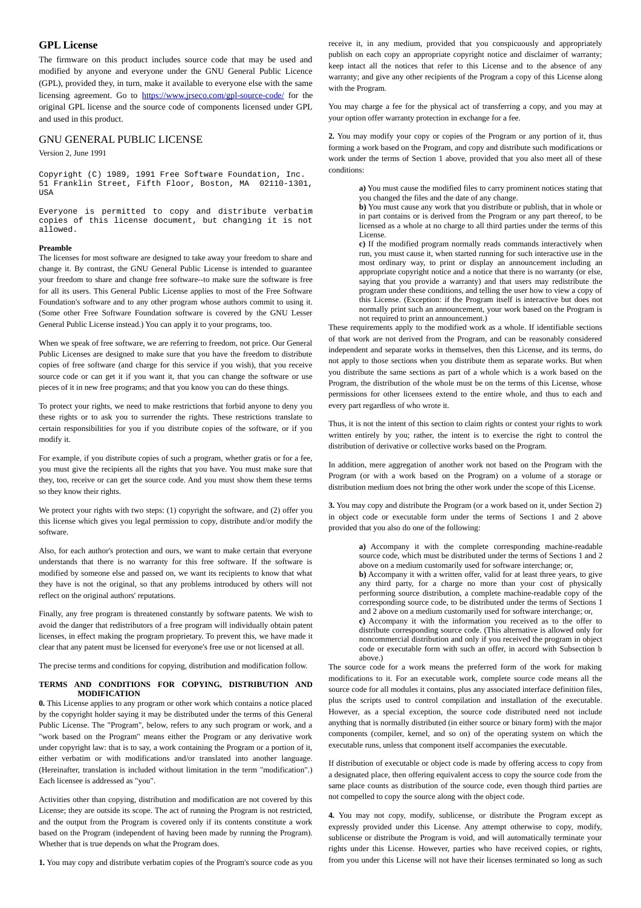## GPL License

The firmware on this product includes source code that may be used and modified by anyone and everyone under the GNU General Public Licence (GPL), provided they, in turn, make it available to everyone else with the same licensing agreement. Go to https://www.jrseco.com/gpl-source-code/ for the original GPL license and the source code of components licensed under GPL and used in this product.

## GNU GENERAL PUBLIC LICENSE

Version 2, June 1991

```
Copyright (C) 1989, 1991 Free Software Foundation, Inc.
51 Franklin Street, Fifth Floor, Boston, MA  02110-1301,
USA

Everyone is permitted to copy and distribute verbatim
copies of this license document, but changing it is not
allowed.
```

**Preamble**

The licenses for most software are designed to take away your freedom to share and change it. By contrast, the GNU General Public License is intended to guarantee your freedom to share and change free software--to make sure the software is free for all its users. This General Public License applies to most of the Free Software Foundation's software and to any other program whose authors commit to using it. (Some other Free Software Foundation software is covered by the GNU Lesser General Public License instead.) You can apply it to your programs, too.

When we speak of free software, we are referring to freedom, not price. Our General Public Licenses are designed to make sure that you have the freedom to distribute copies of free software (and charge for this service if you wish), that you receive source code or can get it if you want it, that you can change the software or use pieces of it in new free programs; and that you know you can do these things.

To protect your rights, we need to make restrictions that forbid anyone to deny you these rights or to ask you to surrender the rights. These restrictions translate to certain responsibilities for you if you distribute copies of the software, or if you modify it.

For example, if you distribute copies of such a program, whether gratis or for a fee, you must give the recipients all the rights that you have. You must make sure that they, too, receive or can get the source code. And you must show them these terms so they know their rights.

We protect your rights with two steps: (1) copyright the software, and (2) offer you this license which gives you legal permission to copy, distribute and/or modify the software.

Also, for each author's protection and ours, we want to make certain that everyone understands that there is no warranty for this free software. If the software is modified by someone else and passed on, we want its recipients to know that what they have is not the original, so that any problems introduced by others will not reflect on the original authors' reputations.

Finally, any free program is threatened constantly by software patents. We wish to avoid the danger that redistributors of a free program will individually obtain patent licenses, in effect making the program proprietary. To prevent this, we have made it clear that any patent must be licensed for everyone's free use or not licensed at all.

The precise terms and conditions for copying, distribution and modification follow.

**TERMS AND CONDITIONS FOR COPYING, DISTRIBUTION AND MODIFICATION**

**0.** This License applies to any program or other work which contains a notice placed by the copyright holder saying it may be distributed under the terms of this General Public License. The "Program", below, refers to any such program or work, and a "work based on the Program" means either the Program or any derivative work under copyright law: that is to say, a work containing the Program or a portion of it, either verbatim or with modifications and/or translated into another language. (Hereinafter, translation is included without limitation in the term "modification".) Each licensee is addressed as "you".

Activities other than copying, distribution and modification are not covered by this License; they are outside its scope. The act of running the Program is not restricted, and the output from the Program is covered only if its contents constitute a work based on the Program (independent of having been made by running the Program). Whether that is true depends on what the Program does.

**1.** You may copy and distribute verbatim copies of the Program's source code as you receive it, in any medium, provided that you conspicuously and appropriately publish on each copy an appropriate copyright notice and disclaimer of warranty; keep intact all the notices that refer to this License and to the absence of any warranty; and give any other recipients of the Program a copy of this License along with the Program.

You may charge a fee for the physical act of transferring a copy, and you may at your option offer warranty protection in exchange for a fee.

**2.** You may modify your copy or copies of the Program or any portion of it, thus forming a work based on the Program, and copy and distribute such modifications or work under the terms of Section 1 above, provided that you also meet all of these conditions:

> **a)** You must cause the modified files to carry prominent notices stating that you changed the files and the date of any change.
> **b)** You must cause any work that you distribute or publish, that in whole or in part contains or is derived from the Program or any part thereof, to be licensed as a whole at no charge to all third parties under the terms of this License.
> **c)** If the modified program normally reads commands interactively when run, you must cause it, when started running for such interactive use in the most ordinary way, to print or display an announcement including an appropriate copyright notice and a notice that there is no warranty (or else, saying that you provide a warranty) and that users may redistribute the program under these conditions, and telling the user how to view a copy of this License. (Exception: if the Program itself is interactive but does not normally print such an announcement, your work based on the Program is not required to print an announcement.)

These requirements apply to the modified work as a whole. If identifiable sections of that work are not derived from the Program, and can be reasonably considered independent and separate works in themselves, then this License, and its terms, do not apply to those sections when you distribute them as separate works. But when you distribute the same sections as part of a whole which is a work based on the Program, the distribution of the whole must be on the terms of this License, whose permissions for other licensees extend to the entire whole, and thus to each and every part regardless of who wrote it.

Thus, it is not the intent of this section to claim rights or contest your rights to work written entirely by you; rather, the intent is to exercise the right to control the distribution of derivative or collective works based on the Program.

In addition, mere aggregation of another work not based on the Program with the Program (or with a work based on the Program) on a volume of a storage or distribution medium does not bring the other work under the scope of this License.

**3.** You may copy and distribute the Program (or a work based on it, under Section 2) in object code or executable form under the terms of Sections 1 and 2 above provided that you also do one of the following:

> **a)** Accompany it with the complete corresponding machine-readable source code, which must be distributed under the terms of Sections 1 and 2 above on a medium customarily used for software interchange; or,
> **b)** Accompany it with a written offer, valid for at least three years, to give any third party, for a charge no more than your cost of physically performing source distribution, a complete machine-readable copy of the corresponding source code, to be distributed under the terms of Sections 1 and 2 above on a medium customarily used for software interchange; or,
> **c)** Accompany it with the information you received as to the offer to distribute corresponding source code. (This alternative is allowed only for noncommercial distribution and only if you received the program in object code or executable form with such an offer, in accord with Subsection b above.)

The source code for a work means the preferred form of the work for making modifications to it. For an executable work, complete source code means all the source code for all modules it contains, plus any associated interface definition files, plus the scripts used to control compilation and installation of the executable. However, as a special exception, the source code distributed need not include anything that is normally distributed (in either source or binary form) with the major components (compiler, kernel, and so on) of the operating system on which the executable runs, unless that component itself accompanies the executable.

If distribution of executable or object code is made by offering access to copy from a designated place, then offering equivalent access to copy the source code from the same place counts as distribution of the source code, even though third parties are not compelled to copy the source along with the object code.

**4.** You may not copy, modify, sublicense, or distribute the Program except as expressly provided under this License. Any attempt otherwise to copy, modify, sublicense or distribute the Program is void, and will automatically terminate your rights under this License. However, parties who have received copies, or rights, from you under this License will not have their licenses terminated so long as such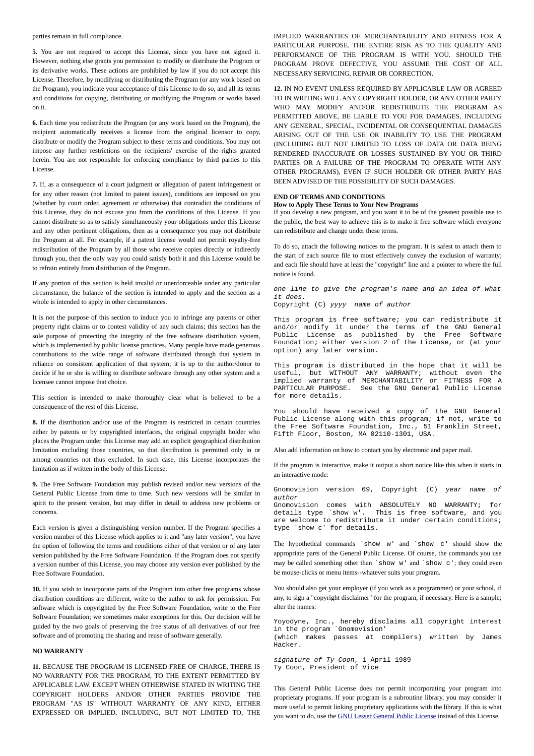parties remain in full compliance.

**5.** You are not required to accept this License, since you have not signed it. However, nothing else grants you permission to modify or distribute the Program or its derivative works. These actions are prohibited by law if you do not accept this License. Therefore, by modifying or distributing the Program (or any work based on the Program), you indicate your acceptance of this License to do so, and all its terms and conditions for copying, distributing or modifying the Program or works based on it.

**6.** Each time you redistribute the Program (or any work based on the Program), the recipient automatically receives a license from the original licensor to copy, distribute or modify the Program subject to these terms and conditions. You may not impose any further restrictions on the recipients' exercise of the rights granted herein. You are not responsible for enforcing compliance by third parties to this License.

**7.** If, as a consequence of a court judgment or allegation of patent infringement or for any other reason (not limited to patent issues), conditions are imposed on you (whether by court order, agreement or otherwise) that contradict the conditions of this License, they do not excuse you from the conditions of this License. If you cannot distribute so as to satisfy simultaneously your obligations under this License and any other pertinent obligations, then as a consequence you may not distribute the Program at all. For example, if a patent license would not permit royalty-free redistribution of the Program by all those who receive copies directly or indirectly through you, then the only way you could satisfy both it and this License would be to refrain entirely from distribution of the Program.

If any portion of this section is held invalid or unenforceable under any particular circumstance, the balance of the section is intended to apply and the section as a whole is intended to apply in other circumstances.

It is not the purpose of this section to induce you to infringe any patents or other property right claims or to contest validity of any such claims; this section has the sole purpose of protecting the integrity of the free software distribution system, which is implemented by public license practices. Many people have made generous contributions to the wide range of software distributed through that system in reliance on consistent application of that system; it is up to the author/donor to decide if he or she is willing to distribute software through any other system and a licensee cannot impose that choice.

This section is intended to make thoroughly clear what is believed to be a consequence of the rest of this License.

**8.** If the distribution and/or use of the Program is restricted in certain countries either by patents or by copyrighted interfaces, the original copyright holder who places the Program under this License may add an explicit geographical distribution limitation excluding those countries, so that distribution is permitted only in or among countries not thus excluded. In such case, this License incorporates the limitation as if written in the body of this License.

**9.** The Free Software Foundation may publish revised and/or new versions of the General Public License from time to time. Such new versions will be similar in spirit to the present version, but may differ in detail to address new problems or concerns.

Each version is given a distinguishing version number. If the Program specifies a version number of this License which applies to it and "any later version", you have the option of following the terms and conditions either of that version or of any later version published by the Free Software Foundation. If the Program does not specify a version number of this License, you may choose any version ever published by the Free Software Foundation.

**10.** If you wish to incorporate parts of the Program into other free programs whose distribution conditions are different, write to the author to ask for permission. For software which is copyrighted by the Free Software Foundation, write to the Free Software Foundation; we sometimes make exceptions for this. Our decision will be guided by the two goals of preserving the free status of all derivatives of our free software and of promoting the sharing and reuse of software generally.

**NO WARRANTY**

**11.** BECAUSE THE PROGRAM IS LICENSED FREE OF CHARGE, THERE IS NO WARRANTY FOR THE PROGRAM, TO THE EXTENT PERMITTED BY APPLICABLE LAW. EXCEPT WHEN OTHERWISE STATED IN WRITING THE COPYRIGHT HOLDERS AND/OR OTHER PARTIES PROVIDE THE PROGRAM "AS IS" WITHOUT WARRANTY OF ANY KIND, EITHER EXPRESSED OR IMPLIED, INCLUDING, BUT NOT LIMITED TO, THE IMPLIED WARRANTIES OF MERCHANTABILITY AND FITNESS FOR A PARTICULAR PURPOSE. THE ENTIRE RISK AS TO THE QUALITY AND PERFORMANCE OF THE PROGRAM IS WITH YOU. SHOULD THE PROGRAM PROVE DEFECTIVE, YOU ASSUME THE COST OF ALL NECESSARY SERVICING, REPAIR OR CORRECTION.

**12.** IN NO EVENT UNLESS REQUIRED BY APPLICABLE LAW OR AGREED TO IN WRITING WILL ANY COPYRIGHT HOLDER, OR ANY OTHER PARTY WHO MAY MODIFY AND/OR REDISTRIBUTE THE PROGRAM AS PERMITTED ABOVE, BE LIABLE TO YOU FOR DAMAGES, INCLUDING ANY GENERAL, SPECIAL, INCIDENTAL OR CONSEQUENTIAL DAMAGES ARISING OUT OF THE USE OR INABILITY TO USE THE PROGRAM (INCLUDING BUT NOT LIMITED TO LOSS OF DATA OR DATA BEING RENDERED INACCURATE OR LOSSES SUSTAINED BY YOU OR THIRD PARTIES OR A FAILURE OF THE PROGRAM TO OPERATE WITH ANY OTHER PROGRAMS), EVEN IF SUCH HOLDER OR OTHER PARTY HAS BEEN ADVISED OF THE POSSIBILITY OF SUCH DAMAGES.

**END OF TERMS AND CONDITIONS**

**How to Apply These Terms to Your New Programs**

If you develop a new program, and you want it to be of the greatest possible use to the public, the best way to achieve this is to make it free software which everyone can redistribute and change under these terms.

To do so, attach the following notices to the program. It is safest to attach them to the start of each source file to most effectively convey the exclusion of warranty; and each file should have at least the "copyright" line and a pointer to where the full notice is found.

```
one line to give the program's name and an idea of what it does.
Copyright (C) yyyy  name of author

This program is free software; you can redistribute it and/or modify it under the terms of the GNU General Public License as published by the Free Software Foundation; either version 2 of the License, or (at your option) any later version.

This program is distributed in the hope that it will be useful, but WITHOUT ANY WARRANTY; without even the implied warranty of MERCHANTABILITY or FITNESS FOR A PARTICULAR PURPOSE.  See the GNU General Public License for more details.

You should have received a copy of the GNU General Public License along with this program; if not, write to the Free Software Foundation, Inc., 51 Franklin Street, Fifth Floor, Boston, MA 02110-1301, USA.
```

Also add information on how to contact you by electronic and paper mail.

If the program is interactive, make it output a short notice like this when it starts in an interactive mode:

```
Gnomovision version 69, Copyright (C) year name of author
Gnomovision comes with ABSOLUTELY NO WARRANTY; for details type `show w'.  This is free software, and you are welcome to redistribute it under certain conditions; type `show c' for details.
```

The hypothetical commands `` `show w' `` and `` `show c' `` should show the appropriate parts of the General Public License. Of course, the commands you use may be called something other than `` `show w' `` and `` `show c' ``; they could even be mouse-clicks or menu items--whatever suits your program.

You should also get your employer (if you work as a programmer) or your school, if any, to sign a "copyright disclaimer" for the program, if necessary. Here is a sample; alter the names:

```
Yoyodyne, Inc., hereby disclaims all copyright interest in the program `Gnomovision'
(which makes passes at compilers) written by James Hacker.

signature of Ty Coon, 1 April 1989
Ty Coon, President of Vice
```

This General Public License does not permit incorporating your program into proprietary programs. If your program is a subroutine library, you may consider it more useful to permit linking proprietary applications with the library. If this is what you want to do, use the GNU Lesser General Public License instead of this License.